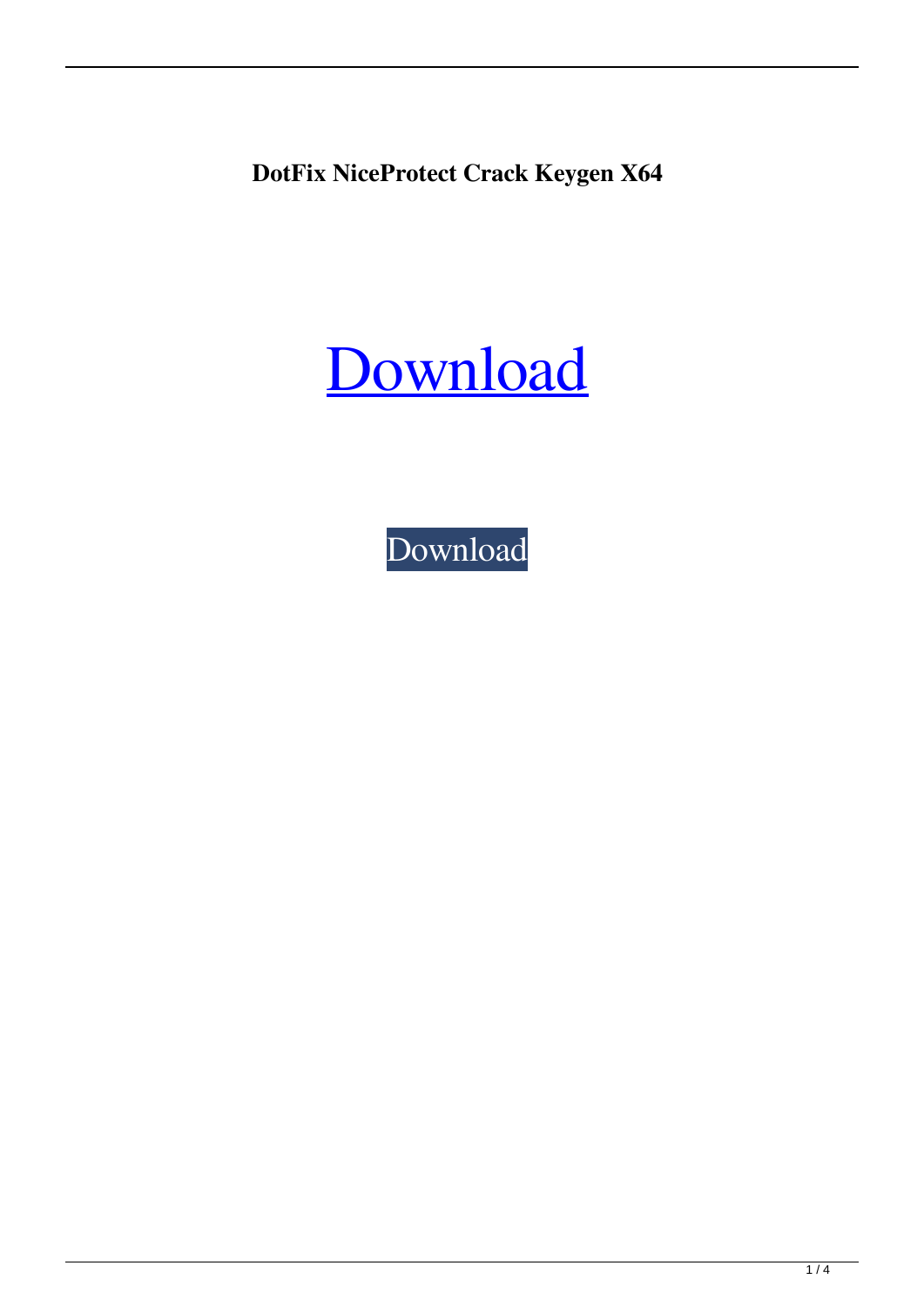**DotFix NiceProtect Crack Keygen X64**

Download

Download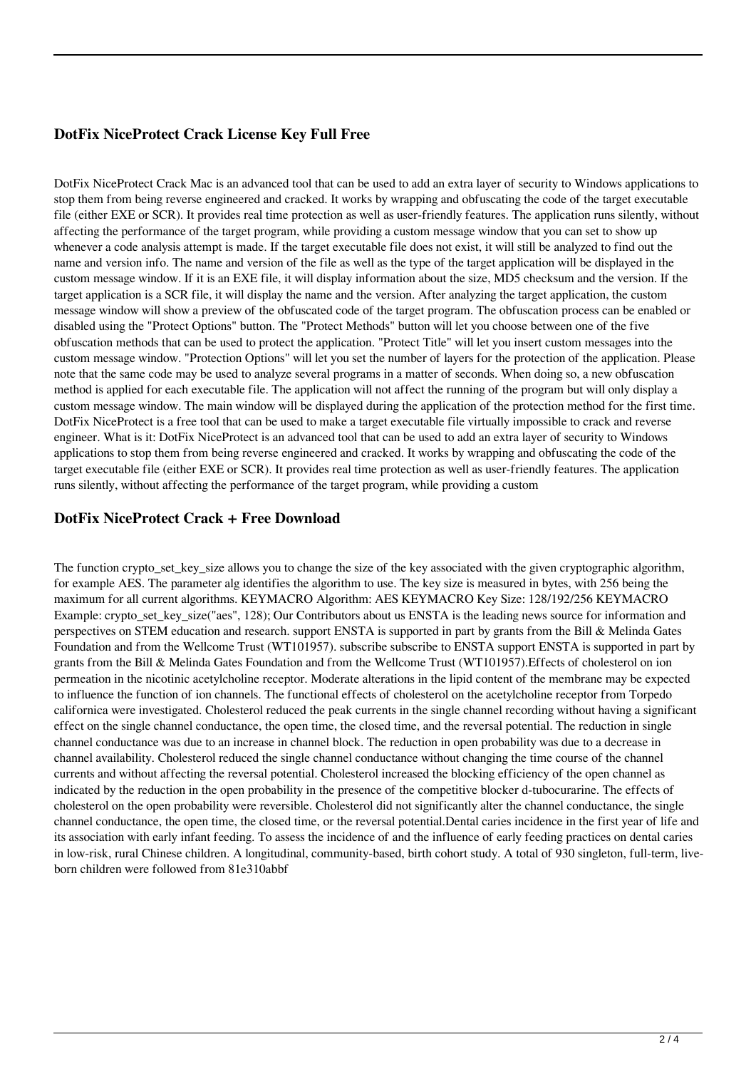## DotFix NiceProtect Crack License Key Full Free

DotFix NiceProtect Crack Mac is an advanced tool that can be used to add an extra layer of security to Windows applications to stop them from being reverse engineered and cracked. It works by wrapping and obfuscating the code of the target executable file (either EXE or SCR). It provides real time protection as well as user-friendly features. The application runs silently, without affecting the performance of the target program, while providing a custom message window that you can set to show up whenever a code analysis attempt is made. If the target executable file does not exist, it will still be analyzed to find out the name and version info. The name and version of the file as well as the type of the target application will be displayed in the custom message window. If it is an EXE file, it will display information about the size, MD5 checksum and the version. If the target application is a SCR file, it will display the name and the version. After analyzing the target application, the custom message window will show a preview of the obfuscated code of the target program. The obfuscation process can be enabled or disabled using the "Protect Options" button. The "Protect Methods" button will let you choose between one of the five obfuscation methods that can be used to protect the application. "Protect Title" will let you insert custom messages into the custom message window. "Protection Options" will let you set the number of layers for the protection of the application. Please note that the same code may be used to analyze several programs in a matter of seconds. When doing so, a new obfuscation method is applied for each executable file. The application will not affect the running of the program but will only display a custom message window. The main window will be displayed during the application of the protection method for the first time. DotFix NiceProtect is a free tool that can be used to make a target executable file virtually impossible to crack and reverse engineer. What is it: DotFix NiceProtect is an advanced tool that can be used to add an extra layer of security to Windows applications to stop them from being reverse engineered and cracked. It works by wrapping and obfuscating the code of the target executable file (either EXE or SCR). It provides real time protection as well as user-friendly features. The application runs silently, without affecting the performance of the target program, while providing a custom

## DotFix NiceProtect Crack + Free Download

The function crypto_set_key_size allows you to change the size of the key associated with the given cryptographic algorithm, for example AES. The parameter alg identifies the algorithm to use. The key size is measured in bytes, with 256 being the maximum for all current algorithms. KEYMACRO Algorithm: AES KEYMACRO Key Size: 128/192/256 KEYMACRO Example: crypto_set_key_size("aes", 128); Our Contributors about us ENSTA is the leading news source for information and perspectives on STEM education and research. support ENSTA is supported in part by grants from the Bill & Melinda Gates Foundation and from the Wellcome Trust (WT101957). subscribe subscribe to ENSTA support ENSTA is supported in part by grants from the Bill & Melinda Gates Foundation and from the Wellcome Trust (WT101957).Effects of cholesterol on ion permeation in the nicotinic acetylcholine receptor. Moderate alterations in the lipid content of the membrane may be expected to influence the function of ion channels. The functional effects of cholesterol on the acetylcholine receptor from Torpedo californica were investigated. Cholesterol reduced the peak currents in the single channel recording without having a significant effect on the single channel conductance, the open time, the closed time, and the reversal potential. The reduction in single channel conductance was due to an increase in channel block. The reduction in open probability was due to a decrease in channel availability. Cholesterol reduced the single channel conductance without changing the time course of the channel currents and without affecting the reversal potential. Cholesterol increased the blocking efficiency of the open channel as indicated by the reduction in the open probability in the presence of the competitive blocker d-tubocurarine. The effects of cholesterol on the open probability were reversible. Cholesterol did not significantly alter the channel conductance, the single channel conductance, the open time, the closed time, or the reversal potential.Dental caries incidence in the first year of life and its association with early infant feeding. To assess the incidence of and the influence of early feeding practices on dental caries in low-risk, rural Chinese children. A longitudinal, community-based, birth cohort study. A total of 930 singleton, full-term, live-born children were followed from 81e310abbf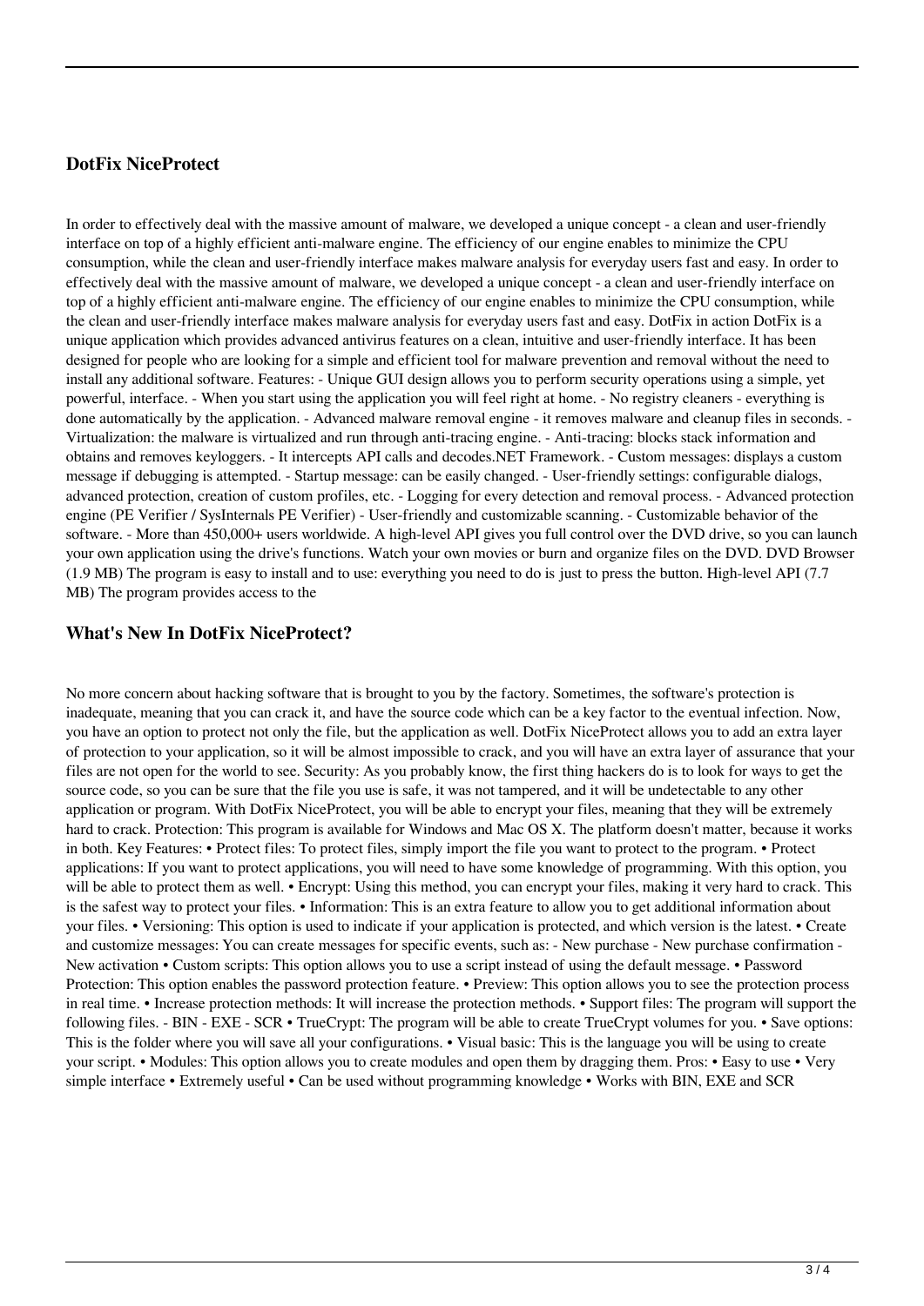## DotFix NiceProtect

In order to effectively deal with the massive amount of malware, we developed a unique concept - a clean and user-friendly interface on top of a highly efficient anti-malware engine. The efficiency of our engine enables to minimize the CPU consumption, while the clean and user-friendly interface makes malware analysis for everyday users fast and easy. In order to effectively deal with the massive amount of malware, we developed a unique concept - a clean and user-friendly interface on top of a highly efficient anti-malware engine. The efficiency of our engine enables to minimize the CPU consumption, while the clean and user-friendly interface makes malware analysis for everyday users fast and easy. DotFix in action DotFix is a unique application which provides advanced antivirus features on a clean, intuitive and user-friendly interface. It has been designed for people who are looking for a simple and efficient tool for malware prevention and removal without the need to install any additional software. Features: - Unique GUI design allows you to perform security operations using a simple, yet powerful, interface. - When you start using the application you will feel right at home. - No registry cleaners - everything is done automatically by the application. - Advanced malware removal engine - it removes malware and cleanup files in seconds. - Virtualization: the malware is virtualized and run through anti-tracing engine. - Anti-tracing: blocks stack information and obtains and removes keyloggers. - It intercepts API calls and decodes.NET Framework. - Custom messages: displays a custom message if debugging is attempted. - Startup message: can be easily changed. - User-friendly settings: configurable dialogs, advanced protection, creation of custom profiles, etc. - Logging for every detection and removal process. - Advanced protection engine (PE Verifier / SysInternals PE Verifier) - User-friendly and customizable scanning. - Customizable behavior of the software. - More than 450,000+ users worldwide. A high-level API gives you full control over the DVD drive, so you can launch your own application using the drive's functions. Watch your own movies or burn and organize files on the DVD. DVD Browser (1.9 MB) The program is easy to install and to use: everything you need to do is just to press the button. High-level API (7.7 MB) The program provides access to the

## What's New In DotFix NiceProtect?

No more concern about hacking software that is brought to you by the factory. Sometimes, the software's protection is inadequate, meaning that you can crack it, and have the source code which can be a key factor to the eventual infection. Now, you have an option to protect not only the file, but the application as well. DotFix NiceProtect allows you to add an extra layer of protection to your application, so it will be almost impossible to crack, and you will have an extra layer of assurance that your files are not open for the world to see. Security: As you probably know, the first thing hackers do is to look for ways to get the source code, so you can be sure that the file you use is safe, it was not tampered, and it will be undetectable to any other application or program. With DotFix NiceProtect, you will be able to encrypt your files, meaning that they will be extremely hard to crack. Protection: This program is available for Windows and Mac OS X. The platform doesn't matter, because it works in both. Key Features: • Protect files: To protect files, simply import the file you want to protect to the program. • Protect applications: If you want to protect applications, you will need to have some knowledge of programming. With this option, you will be able to protect them as well. • Encrypt: Using this method, you can encrypt your files, making it very hard to crack. This is the safest way to protect your files. • Information: This is an extra feature to allow you to get additional information about your files. • Versioning: This option is used to indicate if your application is protected, and which version is the latest. • Create and customize messages: You can create messages for specific events, such as: - New purchase - New purchase confirmation - New activation • Custom scripts: This option allows you to use a script instead of using the default message. • Password Protection: This option enables the password protection feature. • Preview: This option allows you to see the protection process in real time. • Increase protection methods: It will increase the protection methods. • Support files: The program will support the following files. - BIN - EXE - SCR • TrueCrypt: The program will be able to create TrueCrypt volumes for you. • Save options: This is the folder where you will save all your configurations. • Visual basic: This is the language you will be using to create your script. • Modules: This option allows you to create modules and open them by dragging them. Pros: • Easy to use • Very simple interface • Extremely useful • Can be used without programming knowledge • Works with BIN, EXE and SCR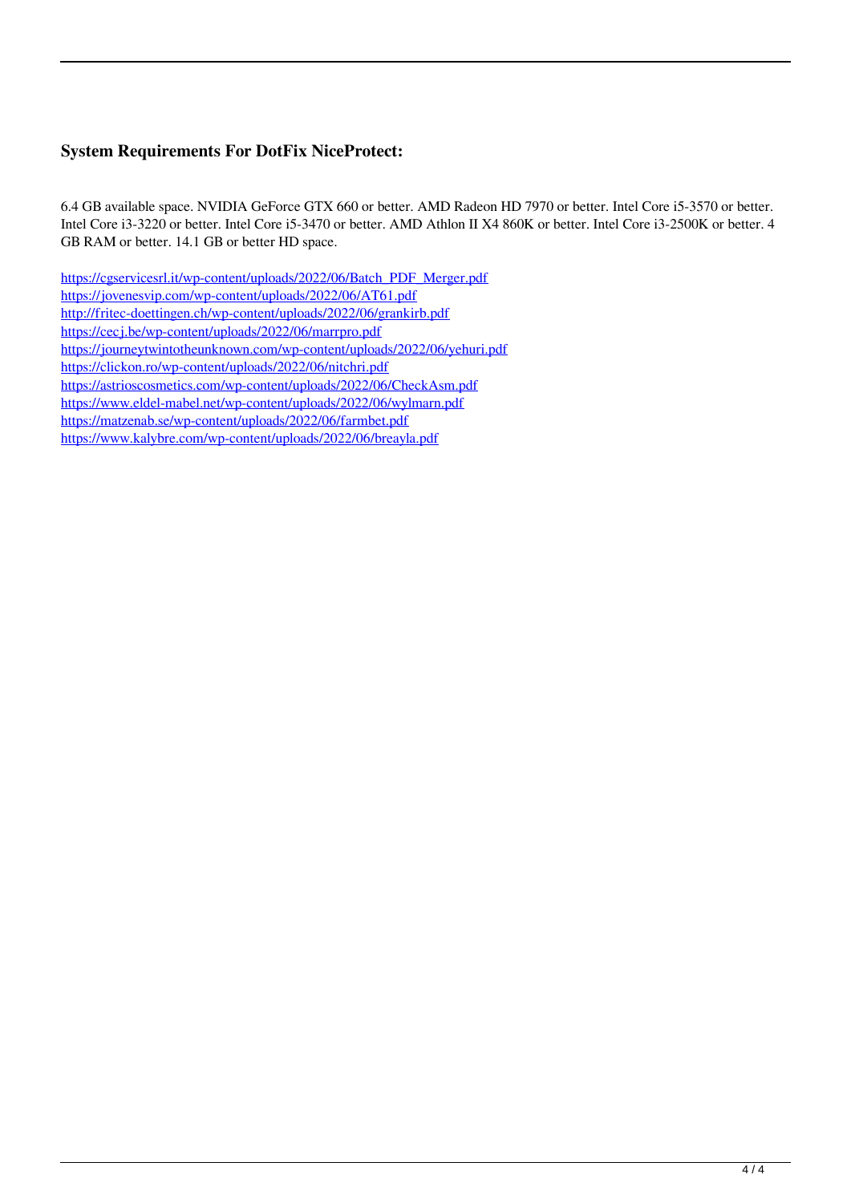### System Requirements For DotFix NiceProtect:

6.4 GB available space. NVIDIA GeForce GTX 660 or better. AMD Radeon HD 7970 or better. Intel Core i5-3570 or better. Intel Core i3-3220 or better. Intel Core i5-3470 or better. AMD Athlon II X4 860K or better. Intel Core i3-2500K or better. 4 GB RAM or better. 14.1 GB or better HD space.

https://cgservicesrl.it/wp-content/uploads/2022/06/Batch_PDF_Merger.pdf
https://jovenesvip.com/wp-content/uploads/2022/06/AT61.pdf
http://fritec-doettingen.ch/wp-content/uploads/2022/06/grankirb.pdf
https://cecj.be/wp-content/uploads/2022/06/marrpro.pdf
https://journeytwintotheunknown.com/wp-content/uploads/2022/06/yehuri.pdf
https://clickon.ro/wp-content/uploads/2022/06/nitchri.pdf
https://astrioscosmetics.com/wp-content/uploads/2022/06/CheckAsm.pdf
https://www.eldel-mabel.net/wp-content/uploads/2022/06/wylmarn.pdf
https://matzenab.se/wp-content/uploads/2022/06/farmbet.pdf
https://www.kalybre.com/wp-content/uploads/2022/06/breayla.pdf